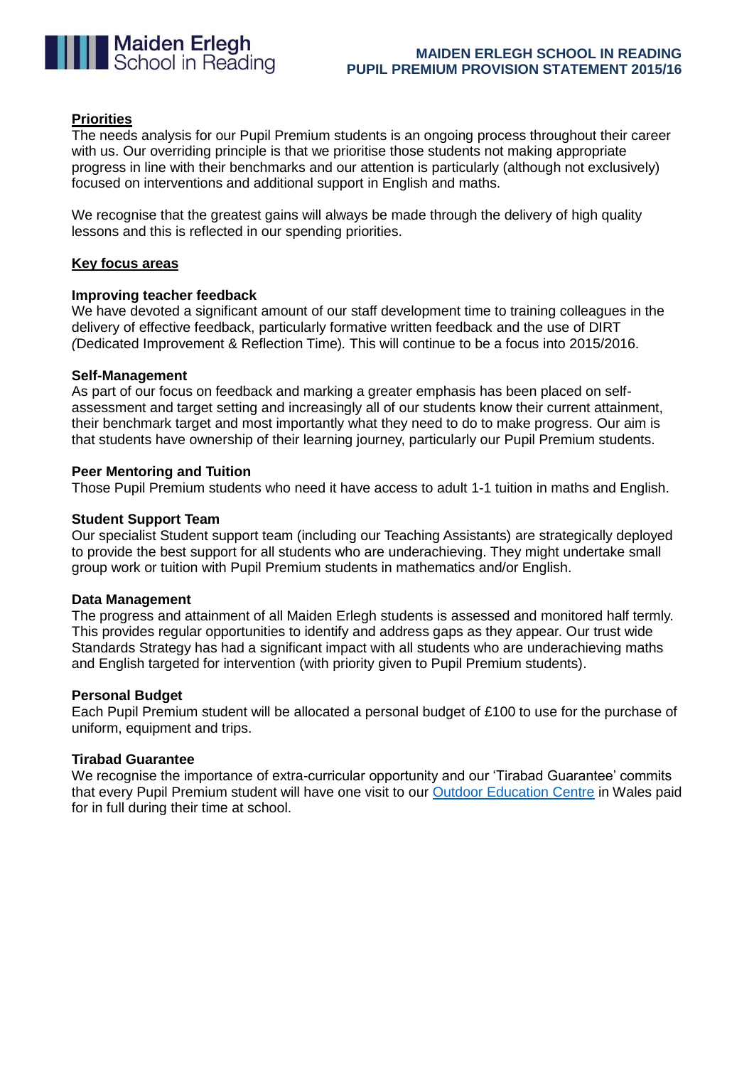# MAIDEN ERLEGH SCHOOL IN READING
# PUPIL PREMIUM PROVISION STATEMENT 2015/16

## Priorities

The needs analysis for our Pupil Premium students is an ongoing process throughout their career with us. Our overriding principle is that we prioritise those students not making appropriate progress in line with their benchmarks and our attention is particularly (although not exclusively) focused on interventions and additional support in English and maths.

We recognise that the greatest gains will always be made through the delivery of high quality lessons and this is reflected in our spending priorities.

## Key focus areas

### Improving teacher feedback

We have devoted a significant amount of our staff development time to training colleagues in the delivery of effective feedback, particularly formative written feedback and the use of DIRT *(*Dedicated Improvement & Reflection Time*).* This will continue to be a focus into 2015/2016.

### Self-Management

As part of our focus on feedback and marking a greater emphasis has been placed on self-assessment and target setting and increasingly all of our students know their current attainment, their benchmark target and most importantly what they need to do to make progress. Our aim is that students have ownership of their learning journey, particularly our Pupil Premium students.

### Peer Mentoring and Tuition

Those Pupil Premium students who need it have access to adult 1-1 tuition in maths and English.

### Student Support Team

Our specialist Student support team (including our Teaching Assistants) are strategically deployed to provide the best support for all students who are underachieving. They might undertake small group work or tuition with Pupil Premium students in mathematics and/or English.

### Data Management

The progress and attainment of all Maiden Erlegh students is assessed and monitored half termly. This provides regular opportunities to identify and address gaps as they appear. Our trust wide Standards Strategy has had a significant impact with all students who are underachieving maths and English targeted for intervention (with priority given to Pupil Premium students).

### Personal Budget

Each Pupil Premium student will be allocated a personal budget of £100 to use for the purchase of uniform, equipment and trips.

### Tirabad Guarantee

We recognise the importance of extra-curricular opportunity and our 'Tirabad Guarantee' commits that every Pupil Premium student will have one visit to our Outdoor Education Centre in Wales paid for in full during their time at school.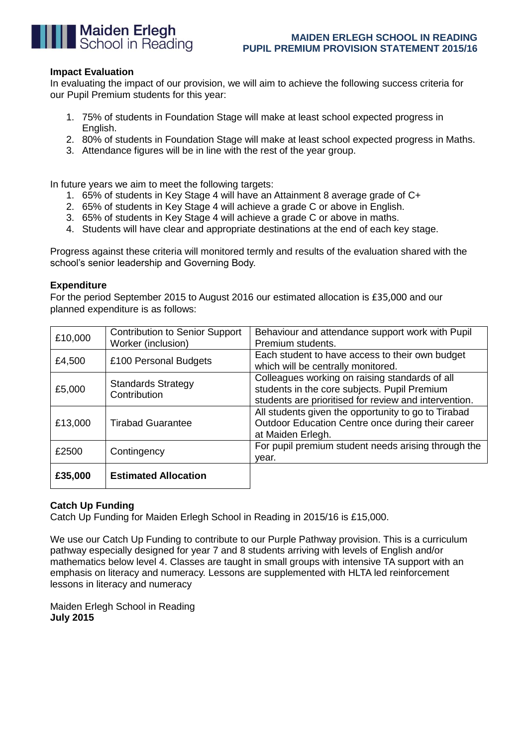## Impact Evaluation

In evaluating the impact of our provision, we will aim to achieve the following success criteria for our Pupil Premium students for this year:

1. 75% of students in Foundation Stage will make at least school expected progress in English.
2. 80% of students in Foundation Stage will make at least school expected progress in Maths.
3. Attendance figures will be in line with the rest of the year group.

In future years we aim to meet the following targets:

1. 65% of students in Key Stage 4 will have an Attainment 8 average grade of C+
2. 65% of students in Key Stage 4 will achieve a grade C or above in English.
3. 65% of students in Key Stage 4 will achieve a grade C or above in maths.
4. Students will have clear and appropriate destinations at the end of each key stage.

Progress against these criteria will monitored termly and results of the evaluation shared with the school's senior leadership and Governing Body.

## Expenditure

For the period September 2015 to August 2016 our estimated allocation is £35,000 and our planned expenditure is as follows:

| | | |
|---|---|---|
| £10,000 | Contribution to Senior Support Worker (inclusion) | Behaviour and attendance support work with Pupil Premium students. |
| £4,500 | £100 Personal Budgets | Each student to have access to their own budget which will be centrally monitored. |
| £5,000 | Standards Strategy Contribution | Colleagues working on raising standards of all students in the core subjects. Pupil Premium students are prioritised for review and intervention. |
| £13,000 | Tirabad Guarantee | All students given the opportunity to go to Tirabad Outdoor Education Centre once during their career at Maiden Erlegh. |
| £2500 | Contingency | For pupil premium student needs arising through the year. |
| **£35,000** | **Estimated Allocation** | |

## Catch Up Funding

Catch Up Funding for Maiden Erlegh School in Reading in 2015/16 is £15,000.

We use our Catch Up Funding to contribute to our Purple Pathway provision. This is a curriculum pathway especially designed for year 7 and 8 students arriving with levels of English and/or mathematics below level 4. Classes are taught in small groups with intensive TA support with an emphasis on literacy and numeracy. Lessons are supplemented with HLTA led reinforcement lessons in literacy and numeracy

Maiden Erlegh School in Reading
**July 2015**